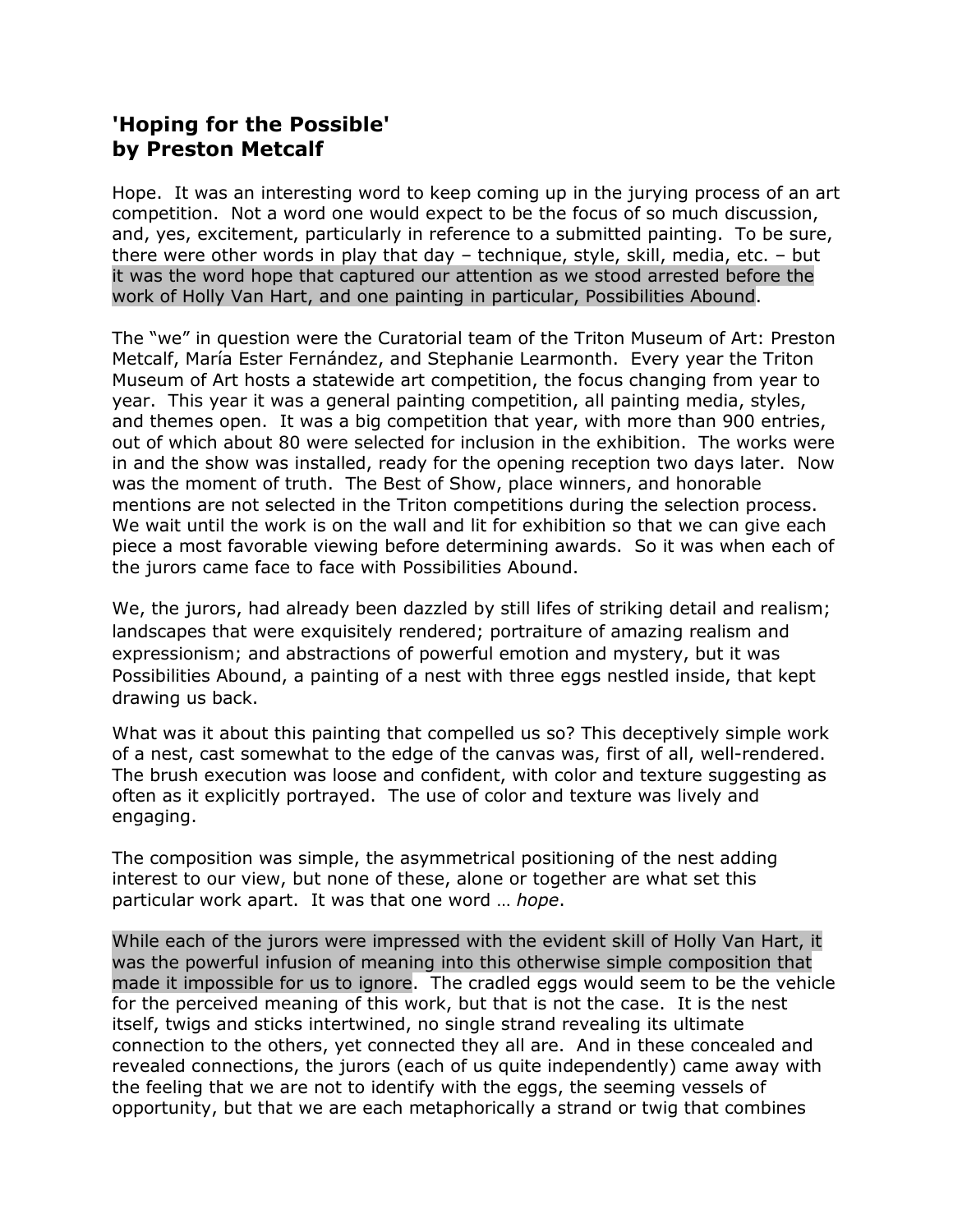# 'Hoping for the Possible'
# by Preston Metcalf

Hope. It was an interesting word to keep coming up in the jurying process of an art competition. Not a word one would expect to be the focus of so much discussion, and, yes, excitement, particularly in reference to a submitted painting. To be sure, there were other words in play that day – technique, style, skill, media, etc. – but it was the word hope that captured our attention as we stood arrested before the work of Holly Van Hart, and one painting in particular, Possibilities Abound.

The "we" in question were the Curatorial team of the Triton Museum of Art: Preston Metcalf, María Ester Fernández, and Stephanie Learmonth. Every year the Triton Museum of Art hosts a statewide art competition, the focus changing from year to year. This year it was a general painting competition, all painting media, styles, and themes open. It was a big competition that year, with more than 900 entries, out of which about 80 were selected for inclusion in the exhibition. The works were in and the show was installed, ready for the opening reception two days later. Now was the moment of truth. The Best of Show, place winners, and honorable mentions are not selected in the Triton competitions during the selection process. We wait until the work is on the wall and lit for exhibition so that we can give each piece a most favorable viewing before determining awards. So it was when each of the jurors came face to face with Possibilities Abound.

We, the jurors, had already been dazzled by still lifes of striking detail and realism; landscapes that were exquisitely rendered; portraiture of amazing realism and expressionism; and abstractions of powerful emotion and mystery, but it was Possibilities Abound, a painting of a nest with three eggs nestled inside, that kept drawing us back.

What was it about this painting that compelled us so? This deceptively simple work of a nest, cast somewhat to the edge of the canvas was, first of all, well-rendered. The brush execution was loose and confident, with color and texture suggesting as often as it explicitly portrayed. The use of color and texture was lively and engaging.

The composition was simple, the asymmetrical positioning of the nest adding interest to our view, but none of these, alone or together are what set this particular work apart. It was that one word … *hope*.

While each of the jurors were impressed with the evident skill of Holly Van Hart, it was the powerful infusion of meaning into this otherwise simple composition that made it impossible for us to ignore. The cradled eggs would seem to be the vehicle for the perceived meaning of this work, but that is not the case. It is the nest itself, twigs and sticks intertwined, no single strand revealing its ultimate connection to the others, yet connected they all are. And in these concealed and revealed connections, the jurors (each of us quite independently) came away with the feeling that we are not to identify with the eggs, the seeming vessels of opportunity, but that we are each metaphorically a strand or twig that combines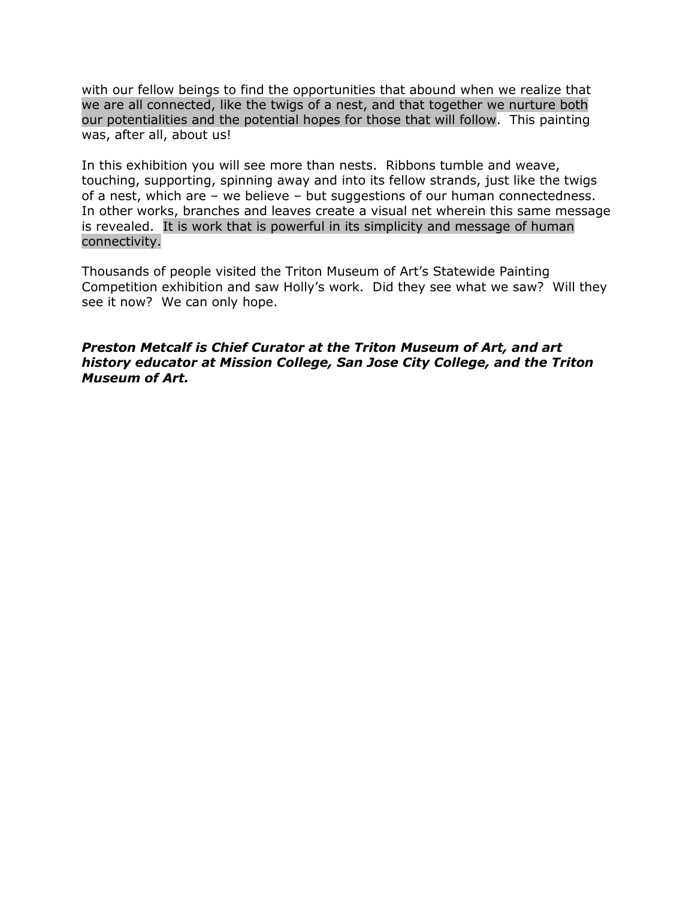with our fellow beings to find the opportunities that abound when we realize that we are all connected, like the twigs of a nest, and that together we nurture both our potentialities and the potential hopes for those that will follow. This painting was, after all, about us!

In this exhibition you will see more than nests. Ribbons tumble and weave, touching, supporting, spinning away and into its fellow strands, just like the twigs of a nest, which are – we believe – but suggestions of our human connectedness. In other works, branches and leaves create a visual net wherein this same message is revealed. It is work that is powerful in its simplicity and message of human connectivity.

Thousands of people visited the Triton Museum of Art's Statewide Painting Competition exhibition and saw Holly's work. Did they see what we saw? Will they see it now? We can only hope.

***Preston Metcalf is Chief Curator at the Triton Museum of Art, and art history educator at Mission College, San Jose City College, and the Triton Museum of Art.***